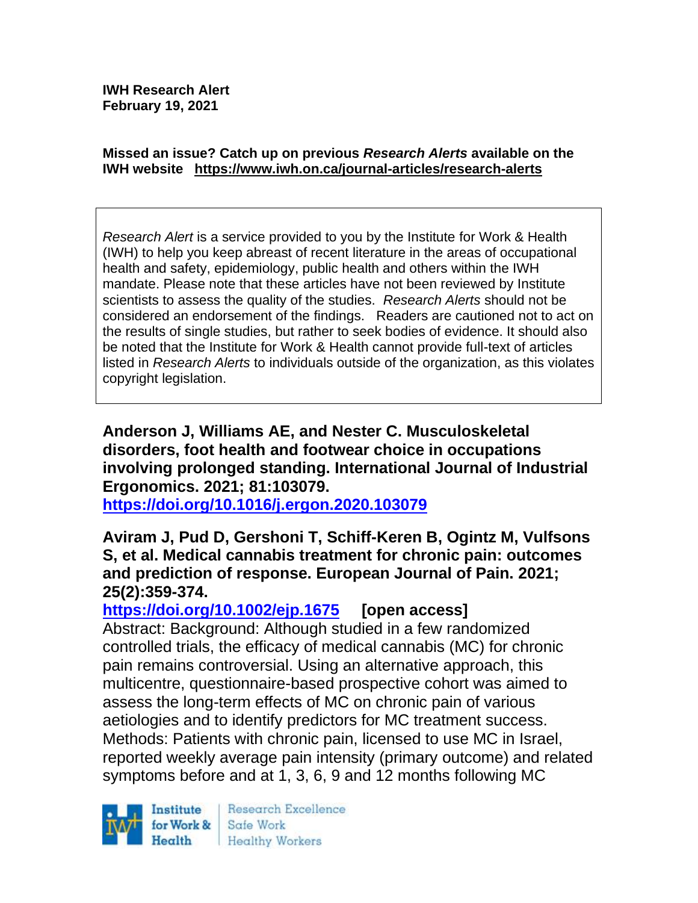**IWH Research Alert**
**February 19, 2021**

**Missed an issue? Catch up on previous *Research Alerts* available on the IWH website https://www.iwh.on.ca/journal-articles/research-alerts**

*Research Alert* is a service provided to you by the Institute for Work & Health (IWH) to help you keep abreast of recent literature in the areas of occupational health and safety, epidemiology, public health and others within the IWH mandate. Please note that these articles have not been reviewed by Institute scientists to assess the quality of the studies. *Research Alerts* should not be considered an endorsement of the findings. Readers are cautioned not to act on the results of single studies, but rather to seek bodies of evidence. It should also be noted that the Institute for Work & Health cannot provide full-text of articles listed in *Research Alerts* to individuals outside of the organization, as this violates copyright legislation.

**Anderson J, Williams AE, and Nester C. Musculoskeletal disorders, foot health and footwear choice in occupations involving prolonged standing. International Journal of Industrial Ergonomics. 2021; 81:103079.**
**https://doi.org/10.1016/j.ergon.2020.103079**

**Aviram J, Pud D, Gershoni T, Schiff-Keren B, Ogintz M, Vulfsons S, et al. Medical cannabis treatment for chronic pain: outcomes and prediction of response. European Journal of Pain. 2021; 25(2):359-374.**
**https://doi.org/10.1002/ejp.1675 [open access]**
Abstract: Background: Although studied in a few randomized controlled trials, the efficacy of medical cannabis (MC) for chronic pain remains controversial. Using an alternative approach, this multicentre, questionnaire-based prospective cohort was aimed to assess the long-term effects of MC on chronic pain of various aetiologies and to identify predictors for MC treatment success. Methods: Patients with chronic pain, licensed to use MC in Israel, reported weekly average pain intensity (primary outcome) and related symptoms before and at 1, 3, 6, 9 and 12 months following MC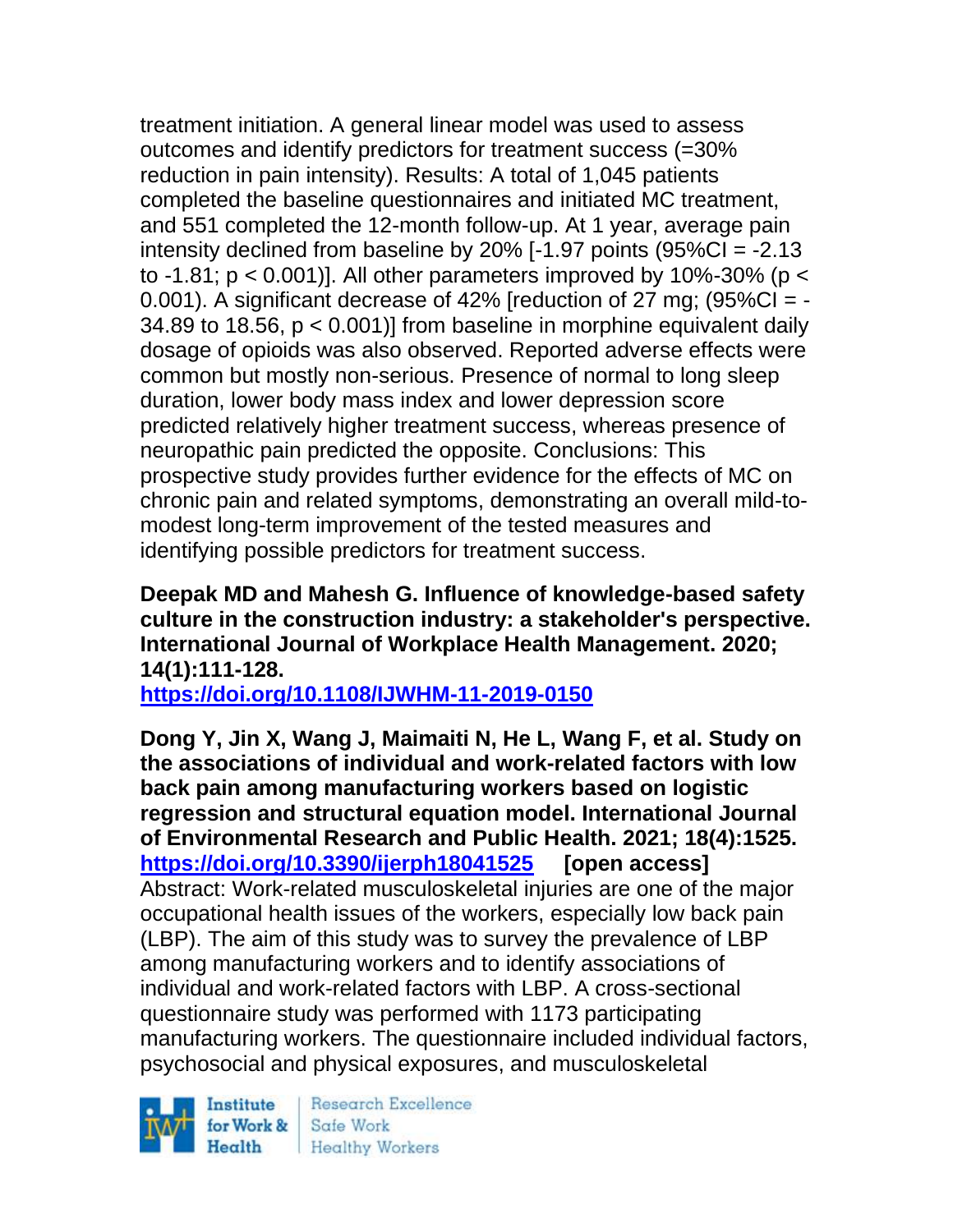treatment initiation. A general linear model was used to assess outcomes and identify predictors for treatment success (=30% reduction in pain intensity). Results: A total of 1,045 patients completed the baseline questionnaires and initiated MC treatment, and 551 completed the 12-month follow-up. At 1 year, average pain intensity declined from baseline by 20% [-1.97 points (95%CI = -2.13 to -1.81; $p < 0.001$)]. All other parameters improved by 10%-30% ($p < 0.001$). A significant decrease of 42% [reduction of 27 mg; (95%CI = -34.89 to 18.56, $p < 0.001$)] from baseline in morphine equivalent daily dosage of opioids was also observed. Reported adverse effects were common but mostly non-serious. Presence of normal to long sleep duration, lower body mass index and lower depression score predicted relatively higher treatment success, whereas presence of neuropathic pain predicted the opposite. Conclusions: This prospective study provides further evidence for the effects of MC on chronic pain and related symptoms, demonstrating an overall mild-to-modest long-term improvement of the tested measures and identifying possible predictors for treatment success.

**Deepak MD and Mahesh G. Influence of knowledge-based safety culture in the construction industry: a stakeholder's perspective. International Journal of Workplace Health Management. 2020; 14(1):111-128.**
**https://doi.org/10.1108/IJWHM-11-2019-0150**

**Dong Y, Jin X, Wang J, Maimaiti N, He L, Wang F, et al. Study on the associations of individual and work-related factors with low back pain among manufacturing workers based on logistic regression and structural equation model. International Journal of Environmental Research and Public Health. 2021; 18(4):1525.**
**https://doi.org/10.3390/ijerph18041525 [open access]**
Abstract: Work-related musculoskeletal injuries are one of the major occupational health issues of the workers, especially low back pain (LBP). The aim of this study was to survey the prevalence of LBP among manufacturing workers and to identify associations of individual and work-related factors with LBP. A cross-sectional questionnaire study was performed with 1173 participating manufacturing workers. The questionnaire included individual factors, psychosocial and physical exposures, and musculoskeletal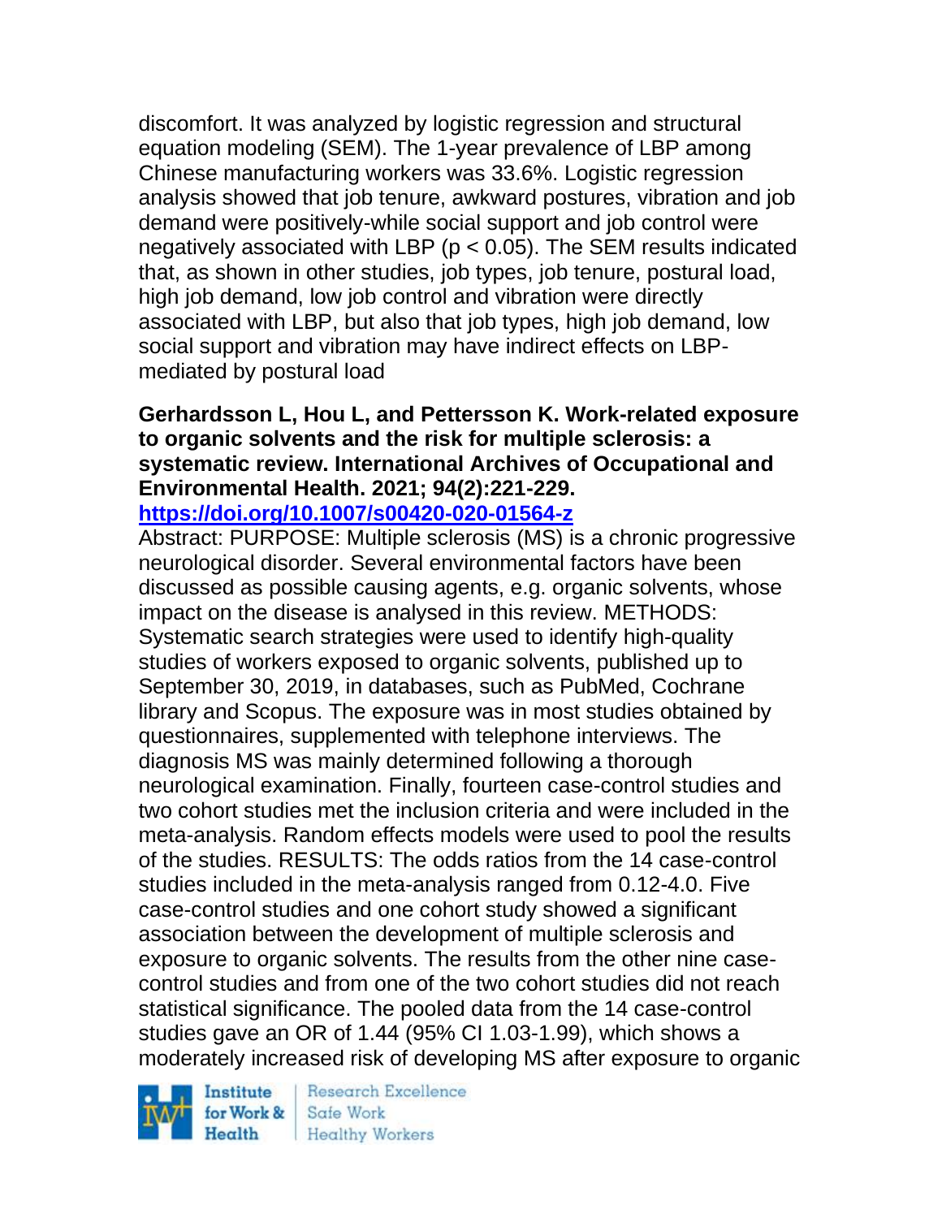discomfort. It was analyzed by logistic regression and structural equation modeling (SEM). The 1-year prevalence of LBP among Chinese manufacturing workers was 33.6%. Logistic regression analysis showed that job tenure, awkward postures, vibration and job demand were positively-while social support and job control were negatively associated with LBP ($p < 0.05$). The SEM results indicated that, as shown in other studies, job types, job tenure, postural load, high job demand, low job control and vibration were directly associated with LBP, but also that job types, high job demand, low social support and vibration may have indirect effects on LBP-mediated by postural load

**Gerhardsson L, Hou L, and Pettersson K. Work-related exposure to organic solvents and the risk for multiple sclerosis: a systematic review. International Archives of Occupational and Environmental Health. 2021; 94(2):221-229. https://doi.org/10.1007/s00420-020-01564-z**

Abstract: PURPOSE: Multiple sclerosis (MS) is a chronic progressive neurological disorder. Several environmental factors have been discussed as possible causing agents, e.g. organic solvents, whose impact on the disease is analysed in this review. METHODS: Systematic search strategies were used to identify high-quality studies of workers exposed to organic solvents, published up to September 30, 2019, in databases, such as PubMed, Cochrane library and Scopus. The exposure was in most studies obtained by questionnaires, supplemented with telephone interviews. The diagnosis MS was mainly determined following a thorough neurological examination. Finally, fourteen case-control studies and two cohort studies met the inclusion criteria and were included in the meta-analysis. Random effects models were used to pool the results of the studies. RESULTS: The odds ratios from the 14 case-control studies included in the meta-analysis ranged from 0.12-4.0. Five case-control studies and one cohort study showed a significant association between the development of multiple sclerosis and exposure to organic solvents. The results from the other nine case-control studies and from one of the two cohort studies did not reach statistical significance. The pooled data from the 14 case-control studies gave an OR of 1.44 (95% CI 1.03-1.99), which shows a moderately increased risk of developing MS after exposure to organic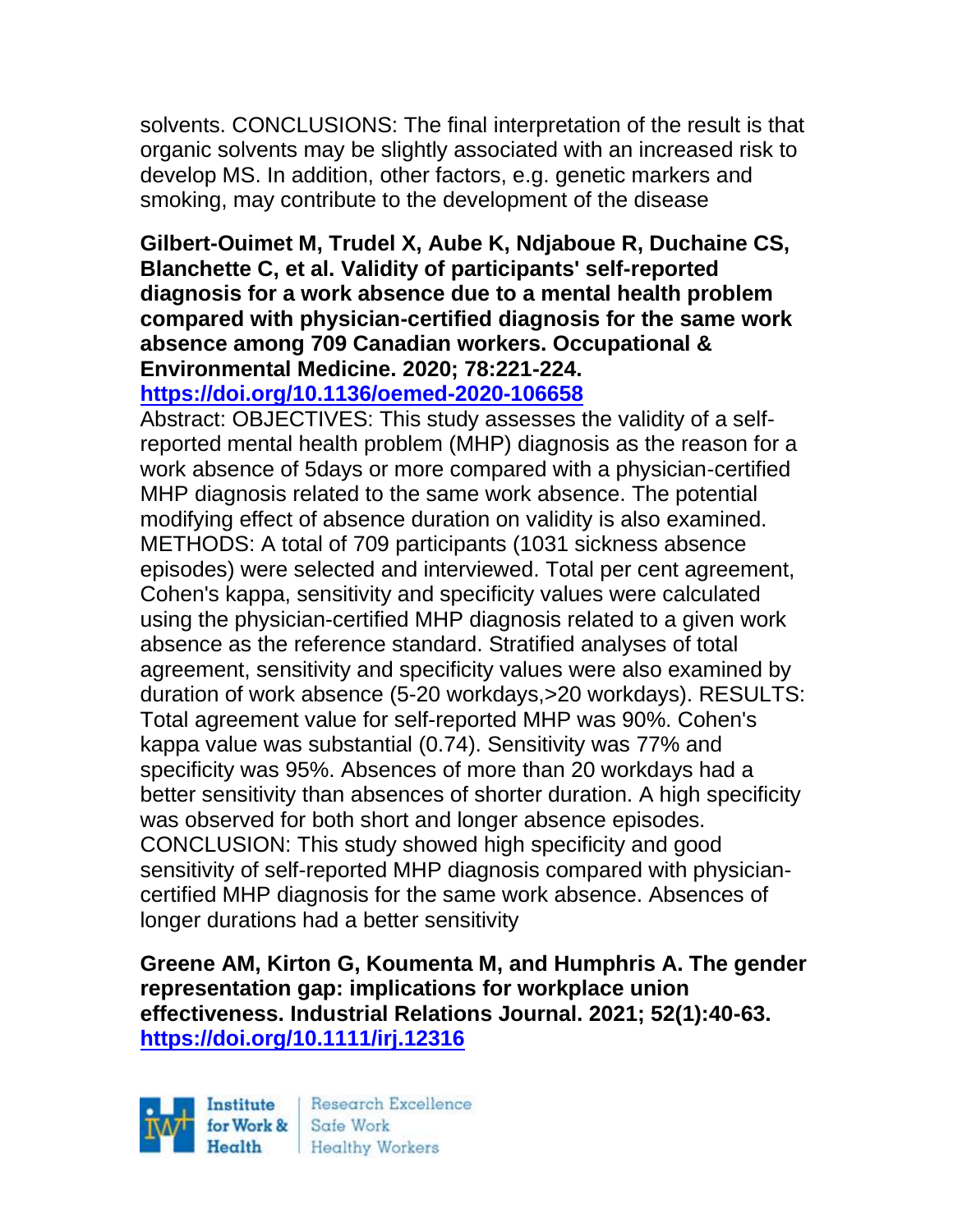solvents. CONCLUSIONS: The final interpretation of the result is that organic solvents may be slightly associated with an increased risk to develop MS. In addition, other factors, e.g. genetic markers and smoking, may contribute to the development of the disease

**Gilbert-Ouimet M, Trudel X, Aube K, Ndjaboue R, Duchaine CS, Blanchette C, et al. Validity of participants' self-reported diagnosis for a work absence due to a mental health problem compared with physician-certified diagnosis for the same work absence among 709 Canadian workers. Occupational & Environmental Medicine. 2020; 78:221-224. https://doi.org/10.1136/oemed-2020-106658**

Abstract: OBJECTIVES: This study assesses the validity of a self-reported mental health problem (MHP) diagnosis as the reason for a work absence of 5days or more compared with a physician-certified MHP diagnosis related to the same work absence. The potential modifying effect of absence duration on validity is also examined. METHODS: A total of 709 participants (1031 sickness absence episodes) were selected and interviewed. Total per cent agreement, Cohen's kappa, sensitivity and specificity values were calculated using the physician-certified MHP diagnosis related to a given work absence as the reference standard. Stratified analyses of total agreement, sensitivity and specificity values were also examined by duration of work absence (5-20 workdays,>20 workdays). RESULTS: Total agreement value for self-reported MHP was 90%. Cohen's kappa value was substantial (0.74). Sensitivity was 77% and specificity was 95%. Absences of more than 20 workdays had a better sensitivity than absences of shorter duration. A high specificity was observed for both short and longer absence episodes. CONCLUSION: This study showed high specificity and good sensitivity of self-reported MHP diagnosis compared with physician-certified MHP diagnosis for the same work absence. Absences of longer durations had a better sensitivity

**Greene AM, Kirton G, Koumenta M, and Humphris A. The gender representation gap: implications for workplace union effectiveness. Industrial Relations Journal. 2021; 52(1):40-63. https://doi.org/10.1111/irj.12316**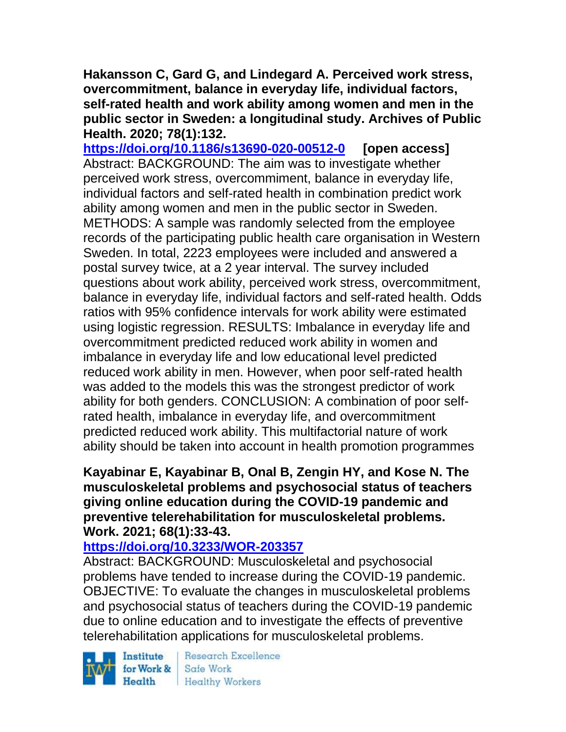**Hakansson C, Gard G, and Lindegard A. Perceived work stress, overcommitment, balance in everyday life, individual factors, self-rated health and work ability among women and men in the public sector in Sweden: a longitudinal study. Archives of Public Health. 2020; 78(1):132.**
https://doi.org/10.1186/s13690-020-00512-0 **[open access]**
Abstract: BACKGROUND: The aim was to investigate whether perceived work stress, overcommiment, balance in everyday life, individual factors and self-rated health in combination predict work ability among women and men in the public sector in Sweden. METHODS: A sample was randomly selected from the employee records of the participating public health care organisation in Western Sweden. In total, 2223 employees were included and answered a postal survey twice, at a 2 year interval. The survey included questions about work ability, perceived work stress, overcommitment, balance in everyday life, individual factors and self-rated health. Odds ratios with 95% confidence intervals for work ability were estimated using logistic regression. RESULTS: Imbalance in everyday life and overcommitment predicted reduced work ability in women and imbalance in everyday life and low educational level predicted reduced work ability in men. However, when poor self-rated health was added to the models this was the strongest predictor of work ability for both genders. CONCLUSION: A combination of poor self-rated health, imbalance in everyday life, and overcommitment predicted reduced work ability. This multifactorial nature of work ability should be taken into account in health promotion programmes

**Kayabinar E, Kayabinar B, Onal B, Zengin HY, and Kose N. The musculoskeletal problems and psychosocial status of teachers giving online education during the COVID-19 pandemic and preventive telerehabilitation for musculoskeletal problems. Work. 2021; 68(1):33-43.**
https://doi.org/10.3233/WOR-203357
Abstract: BACKGROUND: Musculoskeletal and psychosocial problems have tended to increase during the COVID-19 pandemic. OBJECTIVE: To evaluate the changes in musculoskeletal problems and psychosocial status of teachers during the COVID-19 pandemic due to online education and to investigate the effects of preventive telerehabilitation applications for musculoskeletal problems.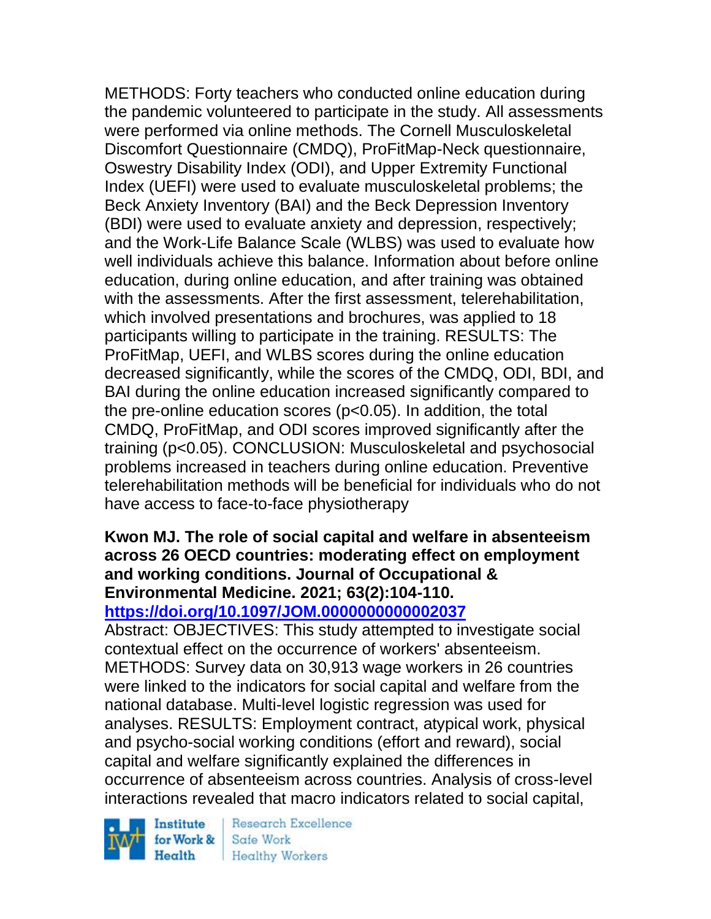METHODS: Forty teachers who conducted online education during the pandemic volunteered to participate in the study. All assessments were performed via online methods. The Cornell Musculoskeletal Discomfort Questionnaire (CMDQ), ProFitMap-Neck questionnaire, Oswestry Disability Index (ODI), and Upper Extremity Functional Index (UEFI) were used to evaluate musculoskeletal problems; the Beck Anxiety Inventory (BAI) and the Beck Depression Inventory (BDI) were used to evaluate anxiety and depression, respectively; and the Work-Life Balance Scale (WLBS) was used to evaluate how well individuals achieve this balance. Information about before online education, during online education, and after training was obtained with the assessments. After the first assessment, telerehabilitation, which involved presentations and brochures, was applied to 18 participants willing to participate in the training. RESULTS: The ProFitMap, UEFI, and WLBS scores during the online education decreased significantly, while the scores of the CMDQ, ODI, BDI, and BAI during the online education increased significantly compared to the pre-online education scores ($p<0.05$). In addition, the total CMDQ, ProFitMap, and ODI scores improved significantly after the training ($p<0.05$). CONCLUSION: Musculoskeletal and psychosocial problems increased in teachers during online education. Preventive telerehabilitation methods will be beneficial for individuals who do not have access to face-to-face physiotherapy

**Kwon MJ. The role of social capital and welfare in absenteeism across 26 OECD countries: moderating effect on employment and working conditions. Journal of Occupational & Environmental Medicine. 2021; 63(2):104-110.**
**https://doi.org/10.1097/JOM.0000000000002037**

Abstract: OBJECTIVES: This study attempted to investigate social contextual effect on the occurrence of workers' absenteeism. METHODS: Survey data on 30,913 wage workers in 26 countries were linked to the indicators for social capital and welfare from the national database. Multi-level logistic regression was used for analyses. RESULTS: Employment contract, atypical work, physical and psycho-social working conditions (effort and reward), social capital and welfare significantly explained the differences in occurrence of absenteeism across countries. Analysis of cross-level interactions revealed that macro indicators related to social capital,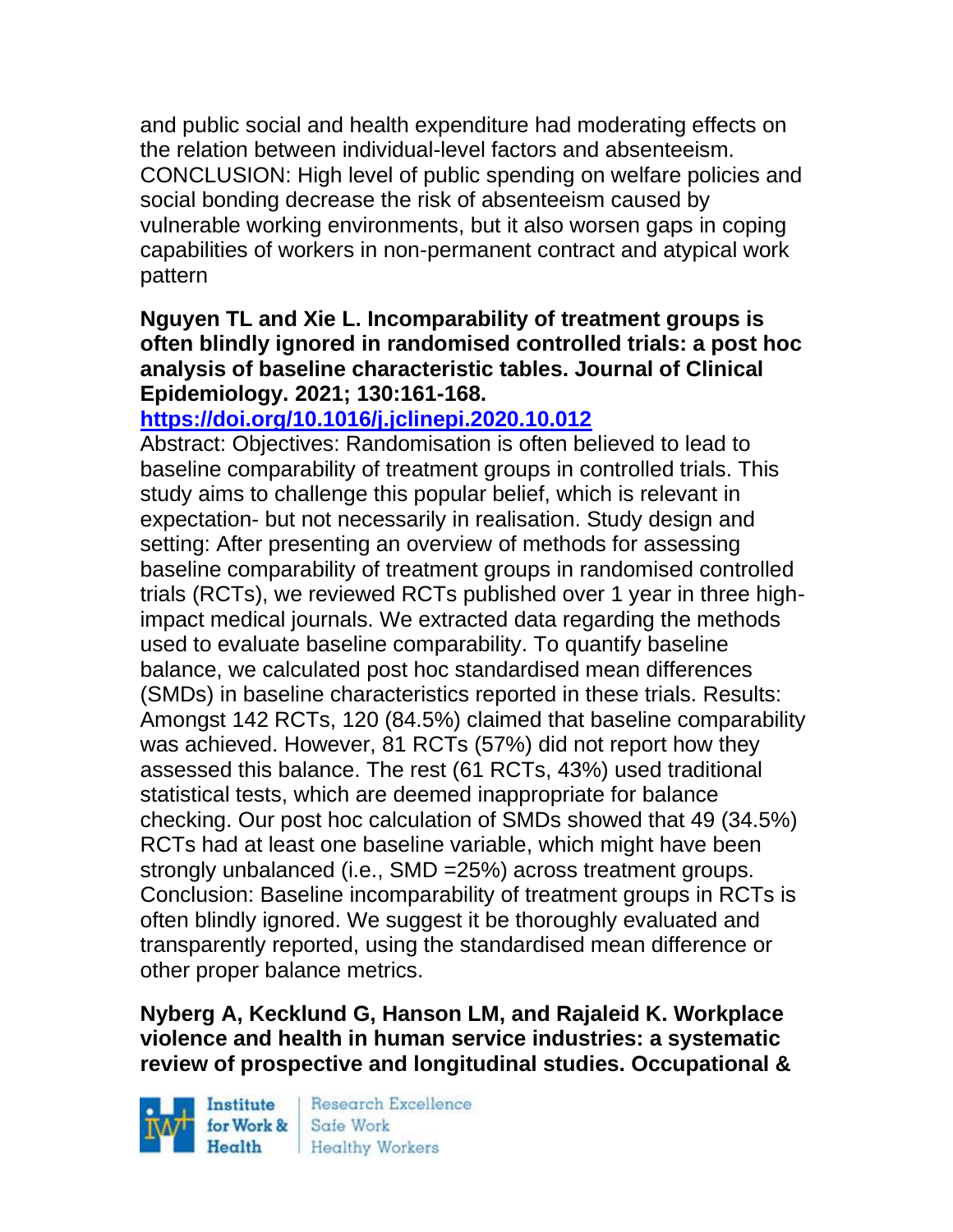and public social and health expenditure had moderating effects on the relation between individual-level factors and absenteeism. CONCLUSION: High level of public spending on welfare policies and social bonding decrease the risk of absenteeism caused by vulnerable working environments, but it also worsen gaps in coping capabilities of workers in non-permanent contract and atypical work pattern

**Nguyen TL and Xie L. Incomparability of treatment groups is often blindly ignored in randomised controlled trials: a post hoc analysis of baseline characteristic tables. Journal of Clinical Epidemiology. 2021; 130:161-168.**

**https://doi.org/10.1016/j.jclinepi.2020.10.012**

Abstract: Objectives: Randomisation is often believed to lead to baseline comparability of treatment groups in controlled trials. This study aims to challenge this popular belief, which is relevant in expectation- but not necessarily in realisation. Study design and setting: After presenting an overview of methods for assessing baseline comparability of treatment groups in randomised controlled trials (RCTs), we reviewed RCTs published over 1 year in three high-impact medical journals. We extracted data regarding the methods used to evaluate baseline comparability. To quantify baseline balance, we calculated post hoc standardised mean differences (SMDs) in baseline characteristics reported in these trials. Results: Amongst 142 RCTs, 120 (84.5%) claimed that baseline comparability was achieved. However, 81 RCTs (57%) did not report how they assessed this balance. The rest (61 RCTs, 43%) used traditional statistical tests, which are deemed inappropriate for balance checking. Our post hoc calculation of SMDs showed that 49 (34.5%) RCTs had at least one baseline variable, which might have been strongly unbalanced (i.e., SMD =25%) across treatment groups. Conclusion: Baseline incomparability of treatment groups in RCTs is often blindly ignored. We suggest it be thoroughly evaluated and transparently reported, using the standardised mean difference or other proper balance metrics.

**Nyberg A, Kecklund G, Hanson LM, and Rajaleid K. Workplace violence and health in human service industries: a systematic review of prospective and longitudinal studies. Occupational &**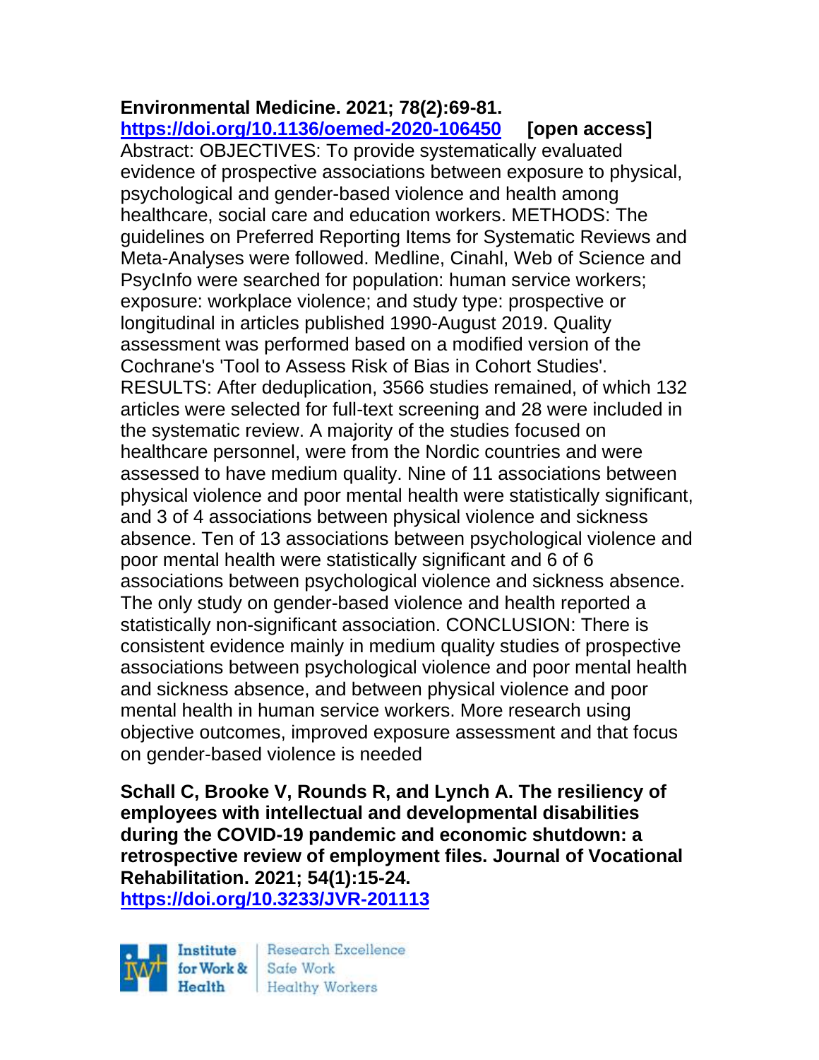**Environmental Medicine. 2021; 78(2):69-81.**
**https://doi.org/10.1136/oemed-2020-106450** **[open access]**
Abstract: OBJECTIVES: To provide systematically evaluated evidence of prospective associations between exposure to physical, psychological and gender-based violence and health among healthcare, social care and education workers. METHODS: The guidelines on Preferred Reporting Items for Systematic Reviews and Meta-Analyses were followed. Medline, Cinahl, Web of Science and PsycInfo were searched for population: human service workers; exposure: workplace violence; and study type: prospective or longitudinal in articles published 1990-August 2019. Quality assessment was performed based on a modified version of the Cochrane's 'Tool to Assess Risk of Bias in Cohort Studies'. RESULTS: After deduplication, 3566 studies remained, of which 132 articles were selected for full-text screening and 28 were included in the systematic review. A majority of the studies focused on healthcare personnel, were from the Nordic countries and were assessed to have medium quality. Nine of 11 associations between physical violence and poor mental health were statistically significant, and 3 of 4 associations between physical violence and sickness absence. Ten of 13 associations between psychological violence and poor mental health were statistically significant and 6 of 6 associations between psychological violence and sickness absence. The only study on gender-based violence and health reported a statistically non-significant association. CONCLUSION: There is consistent evidence mainly in medium quality studies of prospective associations between psychological violence and poor mental health and sickness absence, and between physical violence and poor mental health in human service workers. More research using objective outcomes, improved exposure assessment and that focus on gender-based violence is needed

**Schall C, Brooke V, Rounds R, and Lynch A. The resiliency of employees with intellectual and developmental disabilities during the COVID-19 pandemic and economic shutdown: a retrospective review of employment files. Journal of Vocational Rehabilitation. 2021; 54(1):15-24.**
**https://doi.org/10.3233/JVR-201113**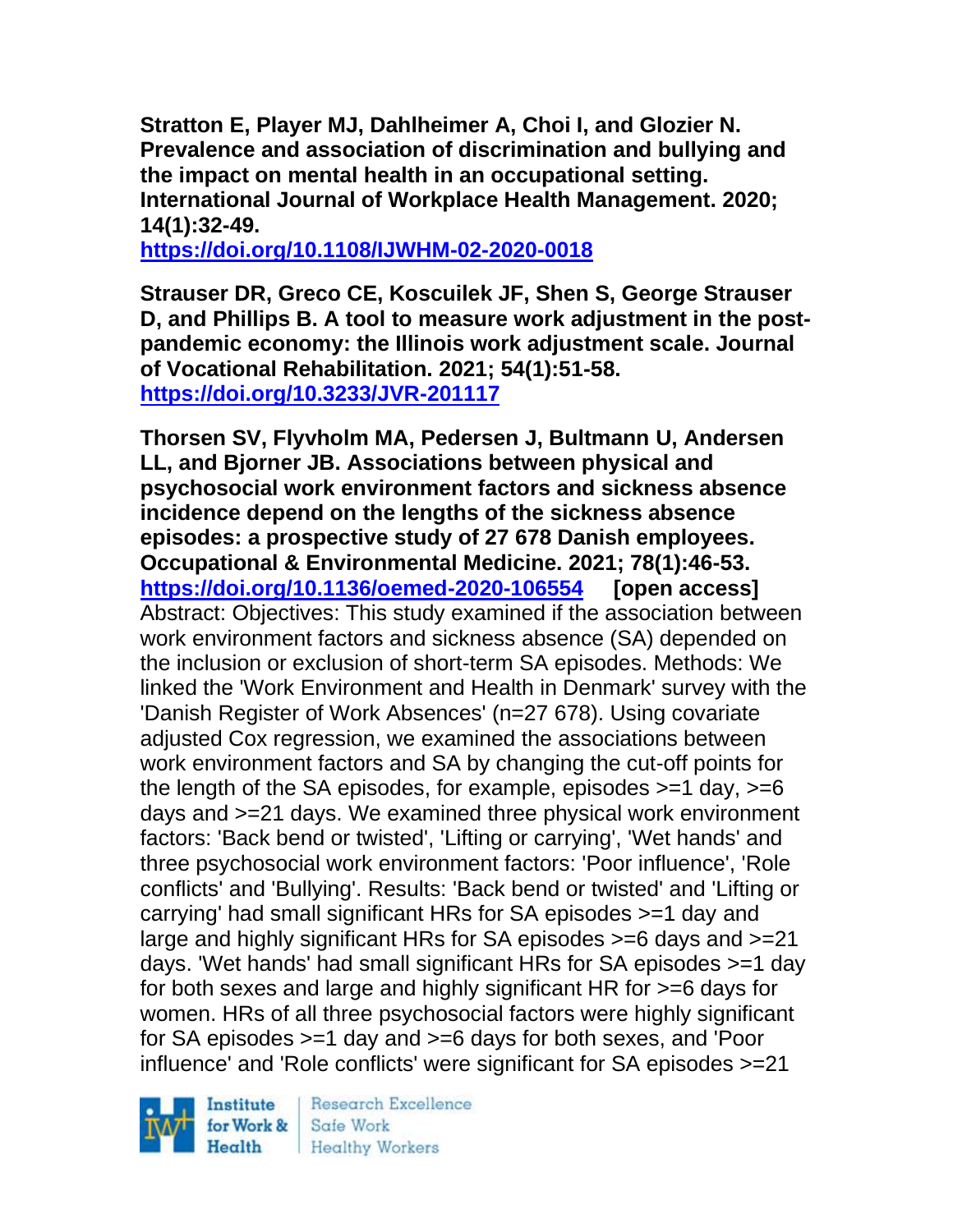**Stratton E, Player MJ, Dahlheimer A, Choi I, and Glozier N. Prevalence and association of discrimination and bullying and the impact on mental health in an occupational setting. International Journal of Workplace Health Management. 2020; 14(1):32-49.**
**https://doi.org/10.1108/IJWHM-02-2020-0018**

**Strauser DR, Greco CE, Koscuilek JF, Shen S, George Strauser D, and Phillips B. A tool to measure work adjustment in the post-pandemic economy: the Illinois work adjustment scale. Journal of Vocational Rehabilitation. 2021; 54(1):51-58.**
**https://doi.org/10.3233/JVR-201117**

**Thorsen SV, Flyvholm MA, Pedersen J, Bultmann U, Andersen LL, and Bjorner JB. Associations between physical and psychosocial work environment factors and sickness absence incidence depend on the lengths of the sickness absence episodes: a prospective study of 27 678 Danish employees. Occupational & Environmental Medicine. 2021; 78(1):46-53.**
**https://doi.org/10.1136/oemed-2020-106554 [open access]**
Abstract: Objectives: This study examined if the association between work environment factors and sickness absence (SA) depended on the inclusion or exclusion of short-term SA episodes. Methods: We linked the 'Work Environment and Health in Denmark' survey with the 'Danish Register of Work Absences' (n=27 678). Using covariate adjusted Cox regression, we examined the associations between work environment factors and SA by changing the cut-off points for the length of the SA episodes, for example, episodes >=1 day, >=6 days and >=21 days. We examined three physical work environment factors: 'Back bend or twisted', 'Lifting or carrying', 'Wet hands' and three psychosocial work environment factors: 'Poor influence', 'Role conflicts' and 'Bullying'. Results: 'Back bend or twisted' and 'Lifting or carrying' had small significant HRs for SA episodes >=1 day and large and highly significant HRs for SA episodes >=6 days and >=21 days. 'Wet hands' had small significant HRs for SA episodes >=1 day for both sexes and large and highly significant HR for >=6 days for women. HRs of all three psychosocial factors were highly significant for SA episodes >=1 day and >=6 days for both sexes, and 'Poor influence' and 'Role conflicts' were significant for SA episodes >=21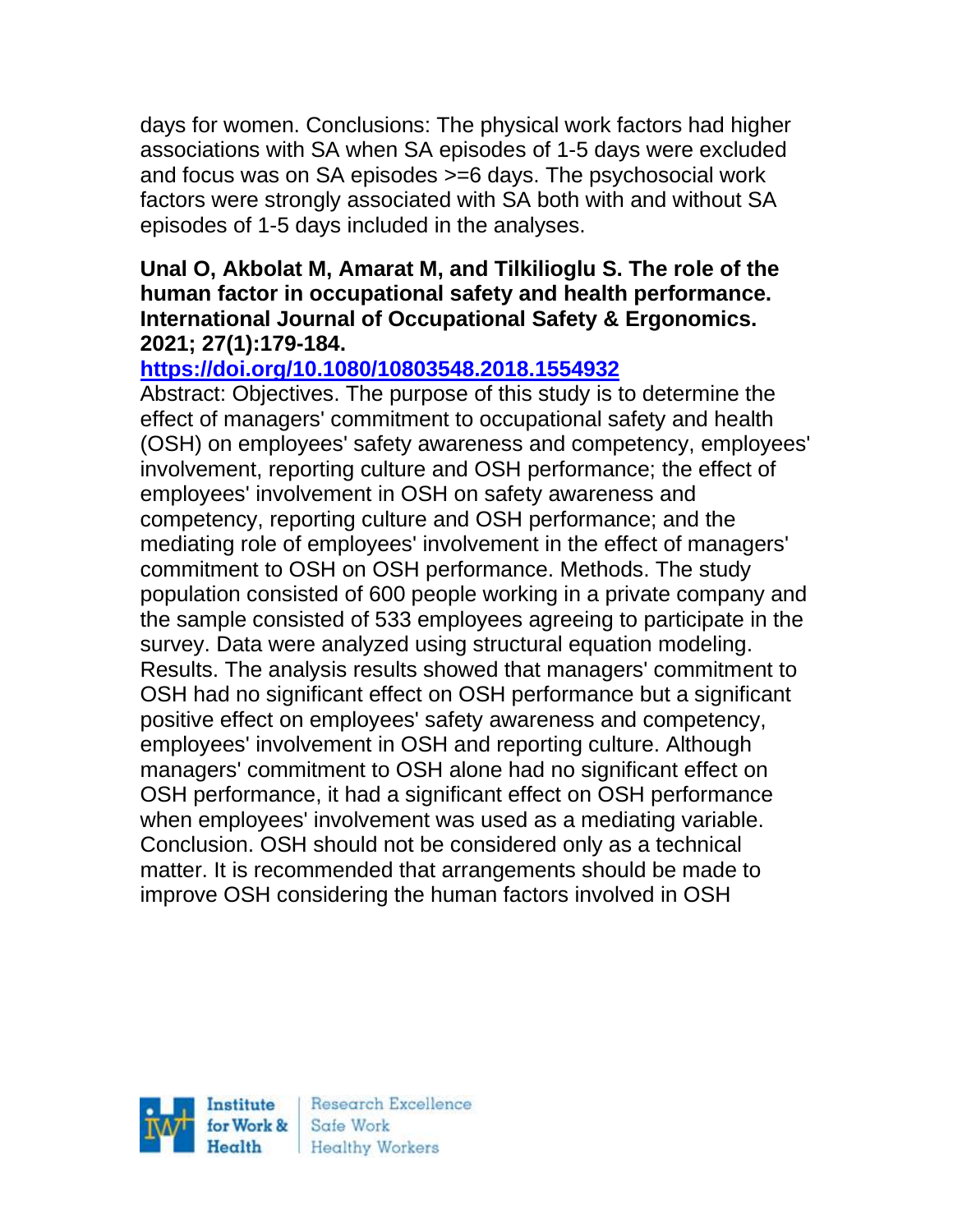days for women. Conclusions: The physical work factors had higher associations with SA when SA episodes of 1-5 days were excluded and focus was on SA episodes >=6 days. The psychosocial work factors were strongly associated with SA both with and without SA episodes of 1-5 days included in the analyses.

**Unal O, Akbolat M, Amarat M, and Tilkilioglu S. The role of the human factor in occupational safety and health performance. International Journal of Occupational Safety & Ergonomics. 2021; 27(1):179-184.**

**https://doi.org/10.1080/10803548.2018.1554932**

Abstract: Objectives. The purpose of this study is to determine the effect of managers' commitment to occupational safety and health (OSH) on employees' safety awareness and competency, employees' involvement, reporting culture and OSH performance; the effect of employees' involvement in OSH on safety awareness and competency, reporting culture and OSH performance; and the mediating role of employees' involvement in the effect of managers' commitment to OSH on OSH performance. Methods. The study population consisted of 600 people working in a private company and the sample consisted of 533 employees agreeing to participate in the survey. Data were analyzed using structural equation modeling. Results. The analysis results showed that managers' commitment to OSH had no significant effect on OSH performance but a significant positive effect on employees' safety awareness and competency, employees' involvement in OSH and reporting culture. Although managers' commitment to OSH alone had no significant effect on OSH performance, it had a significant effect on OSH performance when employees' involvement was used as a mediating variable. Conclusion. OSH should not be considered only as a technical matter. It is recommended that arrangements should be made to improve OSH considering the human factors involved in OSH